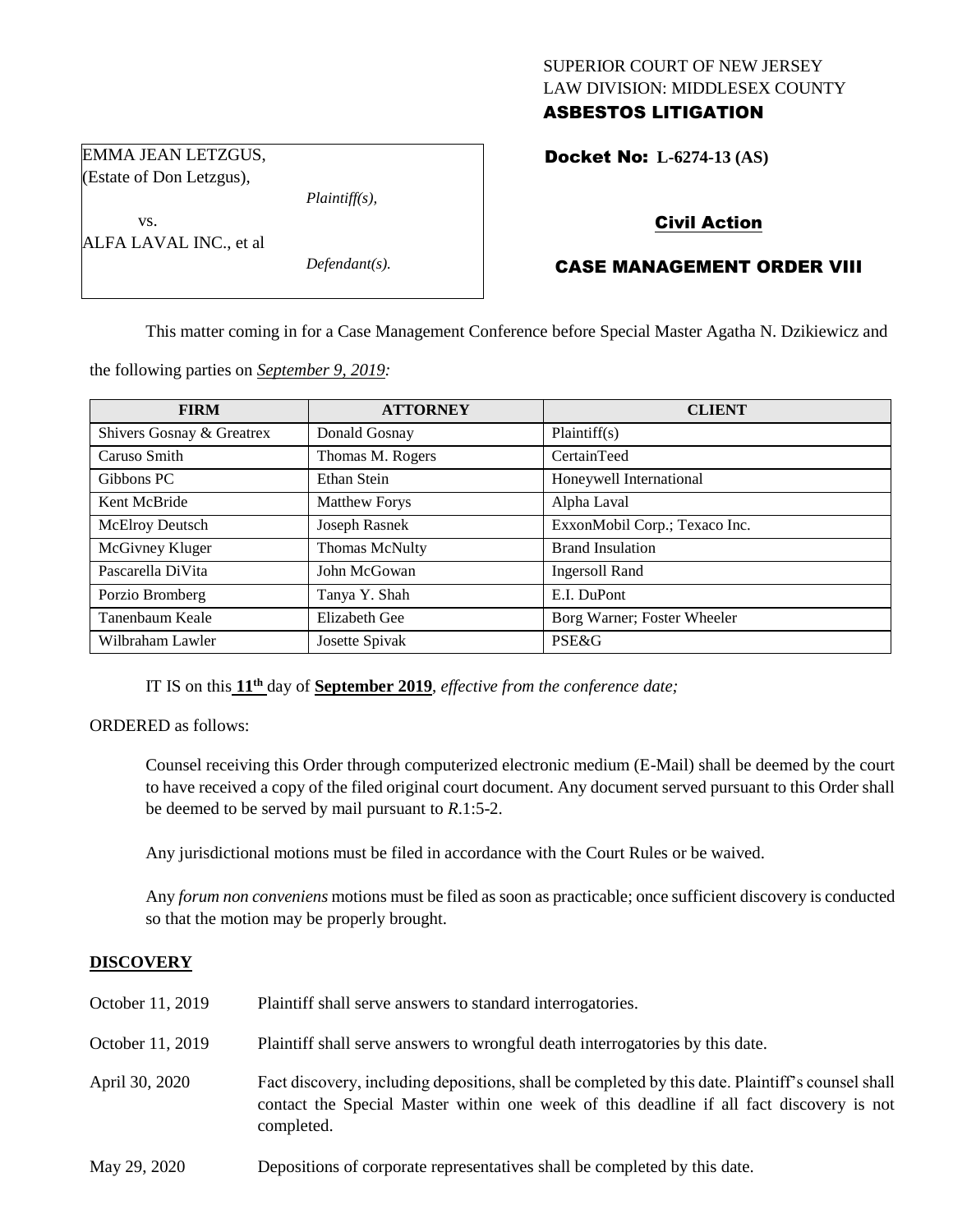SUPERIOR COURT OF NEW JERSEY
LAW DIVISION: MIDDLESEX COUNTY
**ASBESTOS LITIGATION**

EMMA JEAN LETZGUS,
(Estate of Don Letzgus),

*Plaintiff(s),*

vs.

ALFA LAVAL INC., et al

*Defendant(s).*

**Docket No: L-6274-13 (AS)**

**Civil Action**

**CASE MANAGEMENT ORDER VIII**

This matter coming in for a Case Management Conference before Special Master Agatha N. Dzikiewicz and the following parties on *September 9, 2019:*

| FIRM | ATTORNEY | CLIENT |
|---|---|---|
| Shivers Gosnay & Greatrex | Donald Gosnay | Plaintiff(s) |
| Caruso Smith | Thomas M. Rogers | CertainTeed |
| Gibbons PC | Ethan Stein | Honeywell International |
| Kent McBride | Matthew Forys | Alpha Laval |
| McElroy Deutsch | Joseph Rasnek | ExxonMobil Corp.; Texaco Inc. |
| McGivney Kluger | Thomas McNulty | Brand Insulation |
| Pascarella DiVita | John McGowan | Ingersoll Rand |
| Porzio Bromberg | Tanya Y. Shah | E.I. DuPont |
| Tanenbaum Keale | Elizabeth Gee | Borg Warner; Foster Wheeler |
| Wilbraham Lawler | Josette Spivak | PSE&G |

IT IS on this **11th** day of **September 2019**, *effective from the conference date;*

ORDERED as follows:

Counsel receiving this Order through computerized electronic medium (E-Mail) shall be deemed by the court to have received a copy of the filed original court document. Any document served pursuant to this Order shall be deemed to be served by mail pursuant to *R*.1:5-2.

Any jurisdictional motions must be filed in accordance with the Court Rules or be waived.

Any *forum non conveniens* motions must be filed as soon as practicable; once sufficient discovery is conducted so that the motion may be properly brought.

## DISCOVERY

| | |
|---|---|
| October 11, 2019 | Plaintiff shall serve answers to standard interrogatories. |
| October 11, 2019 | Plaintiff shall serve answers to wrongful death interrogatories by this date. |
| April 30, 2020 | Fact discovery, including depositions, shall be completed by this date. Plaintiff's counsel shall contact the Special Master within one week of this deadline if all fact discovery is not completed. |
| May 29, 2020 | Depositions of corporate representatives shall be completed by this date. |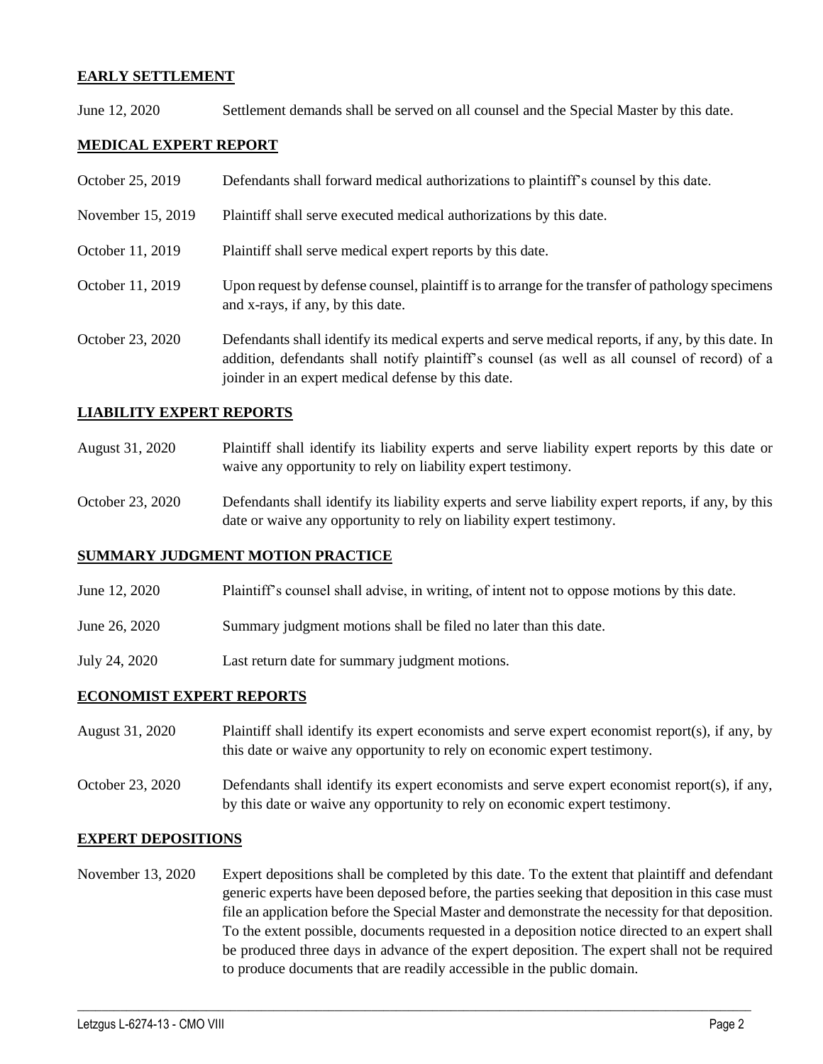**EARLY SETTLEMENT**

June 12, 2020 Settlement demands shall be served on all counsel and the Special Master by this date.

**MEDICAL EXPERT REPORT**

October 25, 2019 Defendants shall forward medical authorizations to plaintiff's counsel by this date.

November 15, 2019 Plaintiff shall serve executed medical authorizations by this date.

October 11, 2019 Plaintiff shall serve medical expert reports by this date.

October 11, 2019 Upon request by defense counsel, plaintiff is to arrange for the transfer of pathology specimens and x-rays, if any, by this date.

October 23, 2020 Defendants shall identify its medical experts and serve medical reports, if any, by this date. In addition, defendants shall notify plaintiff's counsel (as well as all counsel of record) of a joinder in an expert medical defense by this date.

**LIABILITY EXPERT REPORTS**

August 31, 2020 Plaintiff shall identify its liability experts and serve liability expert reports by this date or waive any opportunity to rely on liability expert testimony.

October 23, 2020 Defendants shall identify its liability experts and serve liability expert reports, if any, by this date or waive any opportunity to rely on liability expert testimony.

**SUMMARY JUDGMENT MOTION PRACTICE**

June 12, 2020 Plaintiff's counsel shall advise, in writing, of intent not to oppose motions by this date.

June 26, 2020 Summary judgment motions shall be filed no later than this date.

July 24, 2020 Last return date for summary judgment motions.

**ECONOMIST EXPERT REPORTS**

August 31, 2020 Plaintiff shall identify its expert economists and serve expert economist report(s), if any, by this date or waive any opportunity to rely on economic expert testimony.

October 23, 2020 Defendants shall identify its expert economists and serve expert economist report(s), if any, by this date or waive any opportunity to rely on economic expert testimony.

**EXPERT DEPOSITIONS**

November 13, 2020 Expert depositions shall be completed by this date. To the extent that plaintiff and defendant generic experts have been deposed before, the parties seeking that deposition in this case must file an application before the Special Master and demonstrate the necessity for that deposition. To the extent possible, documents requested in a deposition notice directed to an expert shall be produced three days in advance of the expert deposition. The expert shall not be required to produce documents that are readily accessible in the public domain.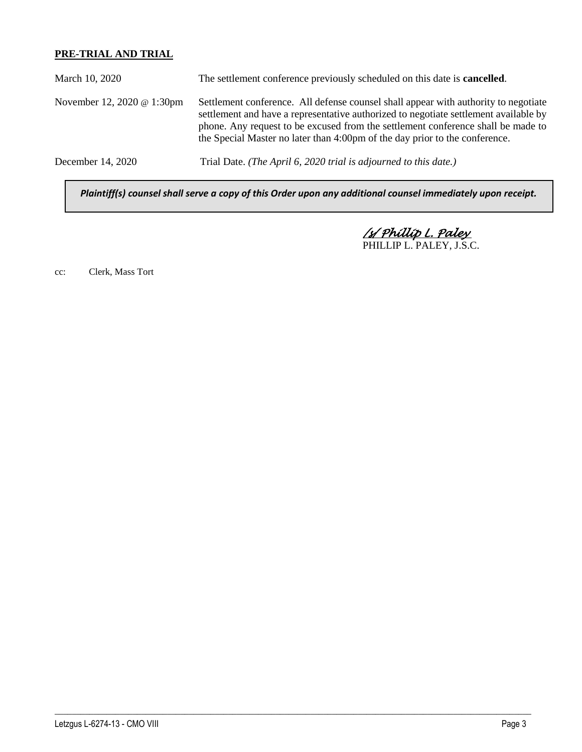**PRE-TRIAL AND TRIAL**

| | |
|---|---|
| March 10, 2020 | The settlement conference previously scheduled on this date is **cancelled**. |
| November 12, 2020 @ 1:30pm | Settlement conference. All defense counsel shall appear with authority to negotiate settlement and have a representative authorized to negotiate settlement available by phone. Any request to be excused from the settlement conference shall be made to the Special Master no later than 4:00pm of the day prior to the conference. |
| December 14, 2020 | Trial Date. *(The April 6, 2020 trial is adjourned to this date.)* |

***Plaintiff(s) counsel shall serve a copy of this Order upon any additional counsel immediately upon receipt.***

*/s/ Phillip L. Paley*
PHILLIP L. PALEY, J.S.C.

cc: Clerk, Mass Tort